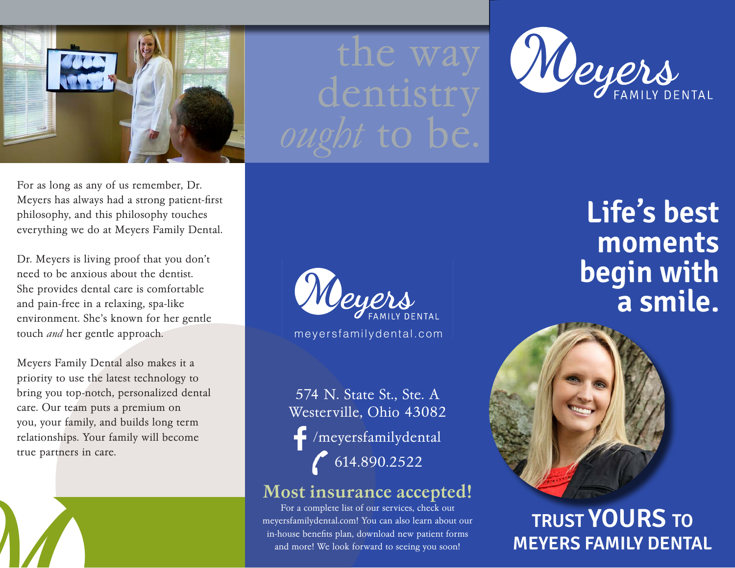# the way dentistry *ought* to be.

Meyers FAMILY DENTAL

For as long as any of us remember, Dr. Meyers has always had a strong patient-first philosophy, and this philosophy touches everything we do at Meyers Family Dental.

Dr. Meyers is living proof that you don't need to be anxious about the dentist. She provides dental care is comfortable and pain-free in a relaxing, spa-like environment. She's known for her gentle touch *and* her gentle approach.

Meyers Family Dental also makes it a priority to use the latest technology to bring you top-notch, personalized dental care. Our team puts a premium on you, your family, and builds long term relationships. Your family will become true partners in care.

Meyers FAMILY DENTAL

meyersfamilydental.com

574 N. State St., Ste. A
Westerville, Ohio 43082

/meyersfamilydental

614.890.2522

## Most insurance accepted!

For a complete list of our services, check out meyersfamilydental.com! You can also learn about our in-house benefits plan, download new patient forms and more! We look forward to seeing you soon!

# Life's best moments begin with a smile.

## TRUST YOURS TO MEYERS FAMILY DENTAL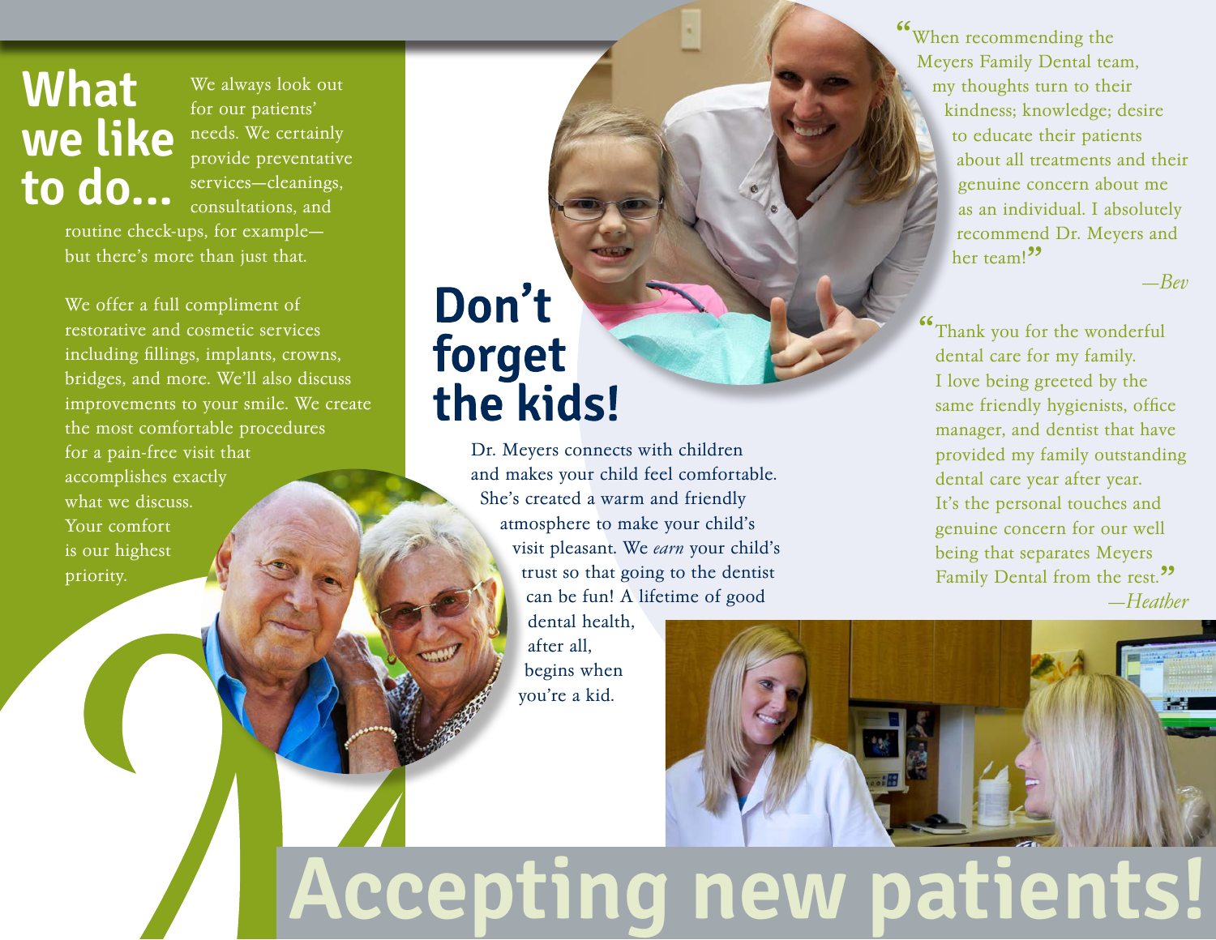# What we like to do…

We always look out for our patients' needs. We certainly provide preventative services—cleanings, consultations, and routine check-ups, for example—but there's more than just that.

We offer a full compliment of restorative and cosmetic services including fillings, implants, crowns, bridges, and more. We'll also discuss improvements to your smile. We create the most comfortable procedures for a pain-free visit that accomplishes exactly what we discuss. Your comfort is our highest priority.

# Don't forget the kids!

Dr. Meyers connects with children and makes your child feel comfortable. She's created a warm and friendly atmosphere to make your child's visit pleasant. We *earn* your child's trust so that going to the dentist can be fun! A lifetime of good dental health, after all, begins when you're a kid.

"When recommending the Meyers Family Dental team, my thoughts turn to their kindness; knowledge; desire to educate their patients about all treatments and their genuine concern about me as an individual. I absolutely recommend Dr. Meyers and her team!"

*—Bev*

"Thank you for the wonderful dental care for my family. I love being greeted by the same friendly hygienists, office manager, and dentist that have provided my family outstanding dental care year after year. It's the personal touches and genuine concern for our well being that separates Meyers Family Dental from the rest."

*—Heather*

# Accepting new patients!